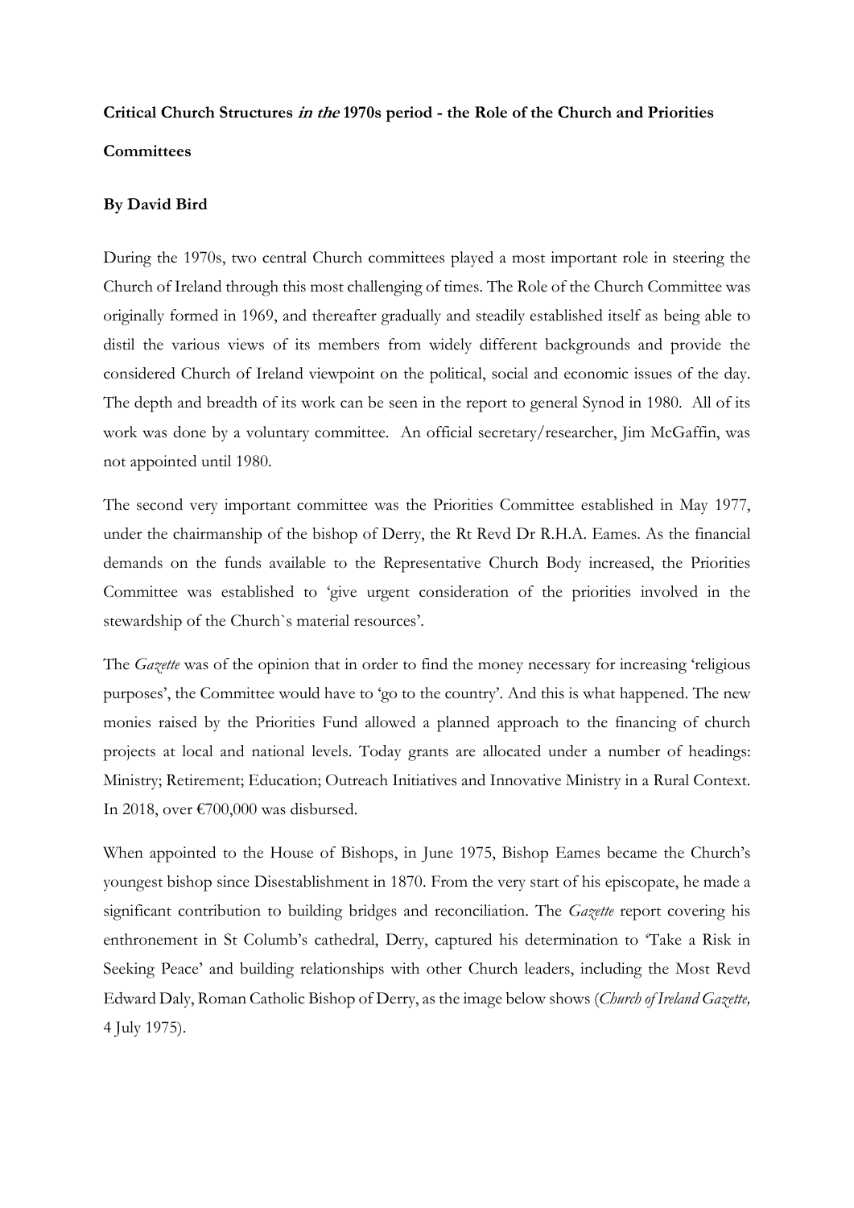**Critical Church Structures *in the* 1970s period - the Role of the Church and Priorities Committees**

**By David Bird**

During the 1970s, two central Church committees played a most important role in steering the Church of Ireland through this most challenging of times. The Role of the Church Committee was originally formed in 1969, and thereafter gradually and steadily established itself as being able to distil the various views of its members from widely different backgrounds and provide the considered Church of Ireland viewpoint on the political, social and economic issues of the day. The depth and breadth of its work can be seen in the report to general Synod in 1980. All of its work was done by a voluntary committee. An official secretary/researcher, Jim McGaffin, was not appointed until 1980.

The second very important committee was the Priorities Committee established in May 1977, under the chairmanship of the bishop of Derry, the Rt Revd Dr R.H.A. Eames. As the financial demands on the funds available to the Representative Church Body increased, the Priorities Committee was established to 'give urgent consideration of the priorities involved in the stewardship of the Church`s material resources'.

The *Gazette* was of the opinion that in order to find the money necessary for increasing 'religious purposes', the Committee would have to 'go to the country'. And this is what happened. The new monies raised by the Priorities Fund allowed a planned approach to the financing of church projects at local and national levels. Today grants are allocated under a number of headings: Ministry; Retirement; Education; Outreach Initiatives and Innovative Ministry in a Rural Context. In 2018, over €700,000 was disbursed.

When appointed to the House of Bishops, in June 1975, Bishop Eames became the Church's youngest bishop since Disestablishment in 1870. From the very start of his episcopate, he made a significant contribution to building bridges and reconciliation. The *Gazette* report covering his enthronement in St Columb's cathedral, Derry, captured his determination to 'Take a Risk in Seeking Peace' and building relationships with other Church leaders, including the Most Revd Edward Daly, Roman Catholic Bishop of Derry, as the image below shows (*Church of Ireland Gazette,* 4 July 1975).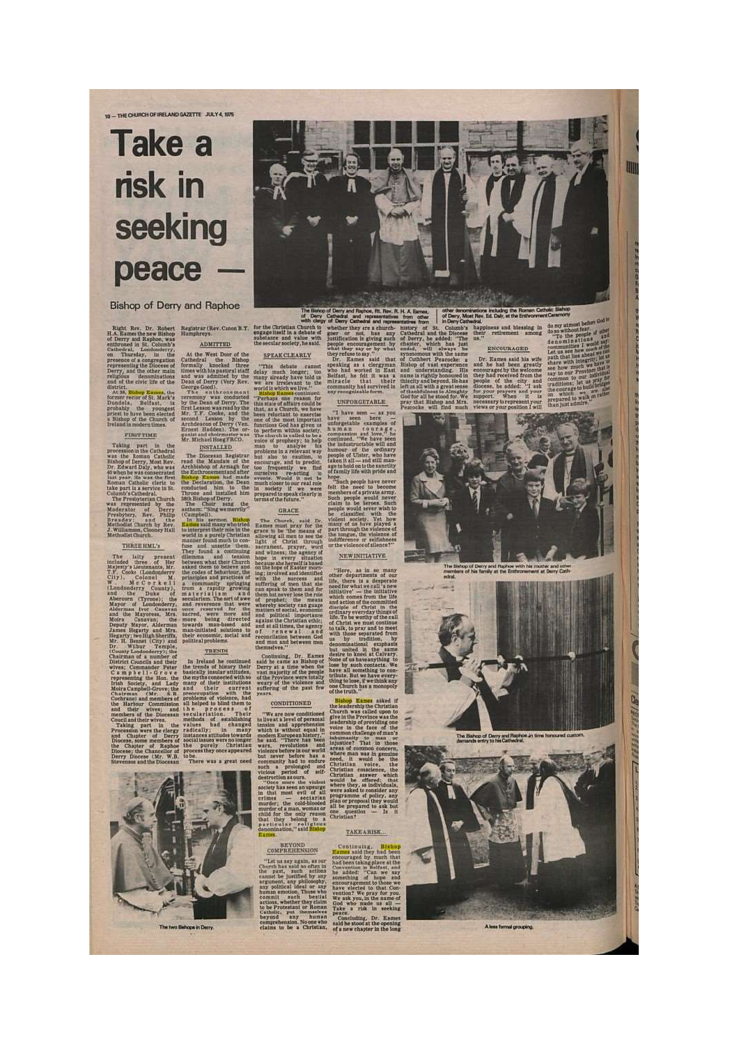# Take a risk in seeking peace —

## Bishop of Derry and Raphoe

Right Rev. Dr. Robert H.A. Eames the new Bishop of Derry and Raphoe, was enthroned in St. Columb's Cathedral, Londonderry, on Thursday, in the presence of a congregation representing the Diocese of Derry, and the other main religious denominations and of the civic life of the district.

At 38, Bishop Eames, the former rector of St. Mark's Dundela, Belfast, is probably the youngest priest to have been elected a Bishop of the Church of Ireland in modern times.

### FIRST TIME

Taking part in the procession in the Cathedral was the Roman Catholic Bishop of Derry, Most Rev. Dr. Edward Daly, who was 40 when he was consecrated last year. He was the first Roman Catholic cleric to take part in a service in St. Columb's Cathedral.

The Presbyterian Church was represented by the Moderator of Derry Presbytery, Rev. Philip Breadey; and the Methodist Church by Rev. J. Williamson, Clooney Hall Methodist Church.

### THREE HML's

The laity present included three of Her Majesty's Lieutenants, Mr. T.F. Cooke (Londonderry City), Colonel M. W. McCorkell (Londonderry County), and the Duke of Abercorn (Tyrone); the Mayor of Londonderry, Alderman Ivor Canavan and the Mayoress, Mrs. Moira Canavan; the Deputy Mayor, Alderman James Hegarty and Mrs. Hegarty; two High Sheriffs, Mr. H. Bennet (City) and Dr. Wilbur Temple, (County Londonderry); the Chairman of a number of District Councils and their wives; Commander Peter Campbell-Grove representing the Hon. the Irish Society, and Lady Moira Campbell-Grove; the Chairman (Mr. S.R. Cochrane) and members of the Harbour Commission and their wives; and members of the Diocesan Council and their wives.

Taking part in the Procession were the clergy and Chapter of Derry Diocese, some members of the Chapter of Raphoe Diocese; the Chancellor of Derry Diocese (Mr. W.B. Stevenson and the Diocesan Registrar (Rev. Canon B.T. Humphreys.

### ADMITTED

At the West Door of the Cathedral the Bishop formally knocked three times with his pastoral staff and was admitted by the Dean of Derry (Very Rev. George Good).

The enthronement ceremony was conducted by the Dean of Derry. The first Lesson was read by the Mr. T.F. Cooke, and the second Lesson by the Archdeacon of Derry (Ven. Ernest Hadden). The organist and choirmaster was Mr. Michael Hoeg FRCO.

### INSTALLED

The Diocesan Registrar read the Mandate of the Archbishop of Armagh for the Enthronement and after Bishop Eames had made the Declaration, the Dean conducted him to the Throne and installed him 58th Bishop of Derry.

The Choir sang the anthem: "Sing we merrily" (Campbell).

In his sermon, Bishop Eames said many who tried to interpret their role in the world in a purely Christian manner found much to confuse and unsettle them. They found a continuing dilemma and tension between what their Church asked them to believe and the codes of behaviour, the principles and practices of a community springing from a rapidly growing materialism and secularism. The sort of awe and reverence that were once reserved for the sacred, were more and more being directed towards man-based and man-initiated solutions to their economic, social and political problems.

### TRENDS

In Ireland he continued the trends of history their basically insular attitudes, the myths connected with so many of their institutions and their current preoccupation with the problems of violence, had all helped to blind them to the process of secularisation. Their methods of establishing values had changed radically; in many instances attitudes towards social issues were no longer the purely Christian process they once appeared to be.

There was a great need for the Christian Church to engage itself in a debate of substance and value with the secular society, he said.

### SPEAK CLEARLY

"This debate cannot delay much longer; too many already have told us we are irrelevant to the world in which we live."

Bishop Eames continued: "Perhaps one reason for this state of affairs could be that, as a Church, we have been reluctant to exercise one of the most important functions God has given us to perform within society. The church is called to be a voice of prophecy; to help man to analyse his problems in a relevant way but also to caution, to encourage, and to predict. Too frequently we find ourselves re-acting to events. Would it not be much closer to our real role in society if we were prepared to speak clearly in terms of the future."

### GRACE

The Church, said Dr. Eames must pray for the grace to be "the means of allowing all men to see the light of Christ through sacrament, prayer, word and witness; the agency of hope in every situation because she herself is based on the hope of Easter morning; involved and identified with the success and suffering of men that she can speak to them and for them but never lose the role of prophet; the means whereby society can gauge matters of social, economic and political importance against the Christian ethic; and at all times, the agency of renewal and reconciliation between God and man and between men themselves."

Continuing, Dr. Eames said he came as Bishop of Derry at a time when the vast majority of the people of the Province were totally weary of the violence and suffering of the past few years.

### CONDITIONED

"We are now conditioned to live at a level of personal tension and apprehension which is without equal in modern European history," he said. "There has been wars, revolutions and violence before in our world but never before has a community had to endure such a prolonged and vicious period of self-destruction as ours.

"Once more the violent society has seen an upsurge in that most evil of all crimes — sectarian murder; the cold-blooded murder of a man, woman or child for the only reason that they belong to a particular religious denomination," said Bishop Eames.

### BEYOND COMPREHENSION

"Let us say again, as our Church has said so often in the past, such actions cannot be justified by any argument, any philosophy, any political ideal or any human emotion. Those who commit such bestial actions, whether they claim to be Protestant or Roman Catholic, put themselves beyond any human comprehension. No one who claims to be a Christian, whether they are a church-goer or not, has any justification in giving such people encouragement by what they say or by what they refuse to say."

Dr. Eames said that speaking as a clergyman who had worked in East Belfast he felt it was a miracle that their community had survived in any recognisable form.

### UNFORGETABLE

"I have seen — as you have seen here — unforgetable examples of human courage, compassion and love," he continued. "We have seen the indestructible will and humour of the ordinary people of Ulster, who have taken it all — and still manage to hold on to the sanctity of family life with pride and hope.

"Such people have never felt the need to become members of a private army. Such people would never claim to be heroes. Such people would sever wish to be classified with the violent society. Yet how many of us have played a part through the violence of the tongue, the violence of indifference or selfishness or the violence of silence?"

### NEW INITIATIVE

"Here, as in so many other departments of our life, there is a desperate need for what we call 'a new initiative' — the initiative which comes from the life and action of the committed disciple of Christ in the ordinary everyday things of life. To be worthy of the call of Christ we must continue to talk, to pray and to meet with those separated from us by tradition, by denominational emphasis but united in the same desire to kneel at Calvary. None of us have anything to lose by such contacts. We have all something to contribute. But we have everything to lose, if we think any one Church has a monopoly of the truth."

Bishop Eames asked if the leadership the Christian Church was called upon to give in the Province was the leadership of providing one voice in the face of the common challenge of man's inhumanity to man or injustice? That in those areas of common concern, where man was in genuine need, it would be the Christian voice, the Christian conscience, the Christian answer which would be offered: that where they, as individuals, were asked to consider any programme of policy, any plan or proposal they would all be prepared to ask but one question — Is it Christian?

### TAKE A RISK...

Continuing, Bishop Eames said they had been encouraged by much that had been taking place at the Convention in Belfast, and he added: "Can we say something of hope and encouragement to those we have elected to that Convention? We pray for you. We ask you, in the name of God who made us all — Take a risk in seeking peace."

Concluding, Dr. Eames said he stood at the opening of a new chapter in the long history of St. Columb's Cathedral and the Diocese of Derry, he added: "The chapter, which has just ended, will always be synonymous with the same of Cuthbert Peacocke: a Bishop of vast experience and understanding. His name is rightly honoured in this city and beyond. He has left us all with a great sense of thankfulness to Almighty God for all he stood for. We pray that Bishop and Mrs. Peacocke will find much happiness and blessing in their retirement among us."

### ENCOURAGED

Dr. Eames said his wife and he had been greatly encouraged by the welcome they had received from the people of the city and diocese, he added: "I ask for your prayers and your support. When it is necessary to represent your views or your position I will do my utmost before God to do so without fear.

"To the people of other denominations I would say: Let us see how much of the path that lies ahead we can share with integrity; let us see how much we have to say to our Province that is common to our individual traditions; let us pray for the courage to build bridges on which we are prepared to walk on rather than just admire."

The Bishop of Derry and Raphoe, Rt. Rev. R. H. A. Eames, of Derry Cathedral and representatives from other with clergy of Derry Cathedral and representatives from other denominations including the Roman Catholic Bishop of Derry, Most Rev. Ed. Daly, at the Enthronement Ceremony in Derry Cathedral.

The two Bishops in Derry.

The Bishop of Derry and Raphoe with his mother and other members of his family at the Enthronement at Derry Cathedral.

The Bishop of Derry and Raphoe in time honoured custom, demands entry to his Cathedral.

A less formal grouping.